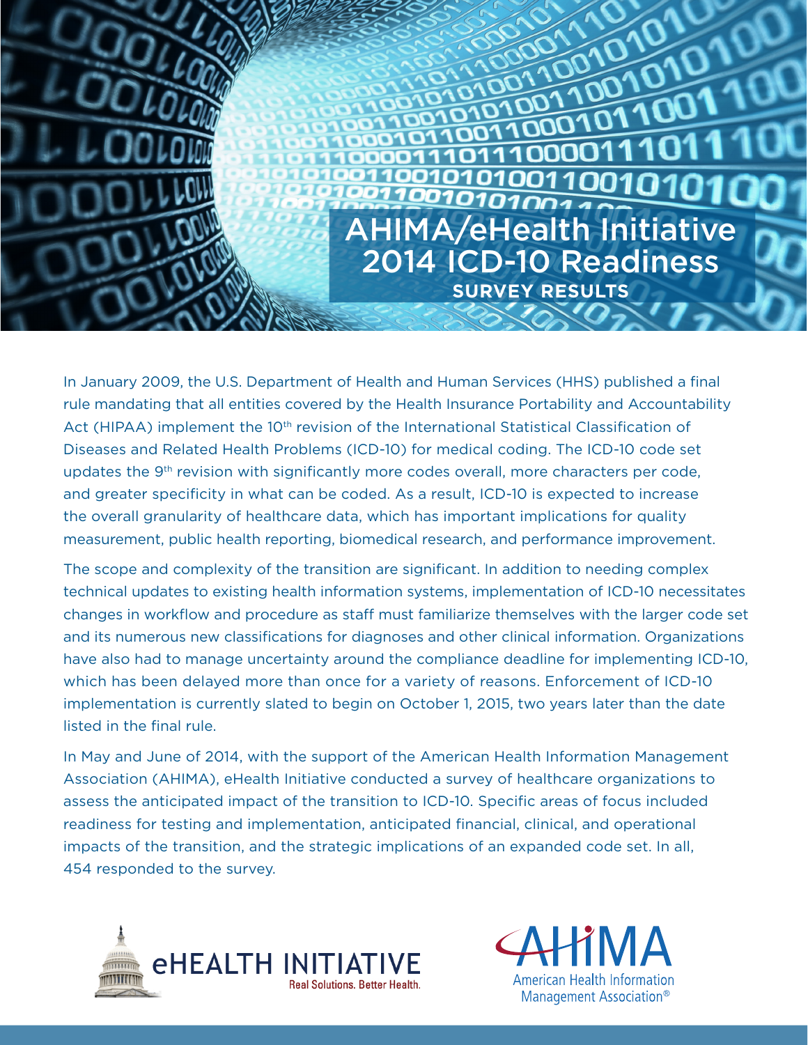# AHIMA/eHealth Initiative 2014 ICD-10 Readiness

## SURVEY RESULTS

In January 2009, the U.S. Department of Health and Human Services (HHS) published a final rule mandating that all entities covered by the Health Insurance Portability and Accountability Act (HIPAA) implement the 10th revision of the International Statistical Classification of Diseases and Related Health Problems (ICD-10) for medical coding. The ICD-10 code set updates the 9th revision with significantly more codes overall, more characters per code, and greater specificity in what can be coded. As a result, ICD-10 is expected to increase the overall granularity of healthcare data, which has important implications for quality measurement, public health reporting, biomedical research, and performance improvement.

The scope and complexity of the transition are significant. In addition to needing complex technical updates to existing health information systems, implementation of ICD-10 necessitates changes in workflow and procedure as staff must familiarize themselves with the larger code set and its numerous new classifications for diagnoses and other clinical information. Organizations have also had to manage uncertainty around the compliance deadline for implementing ICD-10, which has been delayed more than once for a variety of reasons. Enforcement of ICD-10 implementation is currently slated to begin on October 1, 2015, two years later than the date listed in the final rule.

In May and June of 2014, with the support of the American Health Information Management Association (AHIMA), eHealth Initiative conducted a survey of healthcare organizations to assess the anticipated impact of the transition to ICD-10. Specific areas of focus included readiness for testing and implementation, anticipated financial, clinical, and operational impacts of the transition, and the strategic implications of an expanded code set. In all, 454 responded to the survey.

eHEALTH INITIATIVE
Real Solutions. Better Health.

AHIMA
American Health Information Management Association®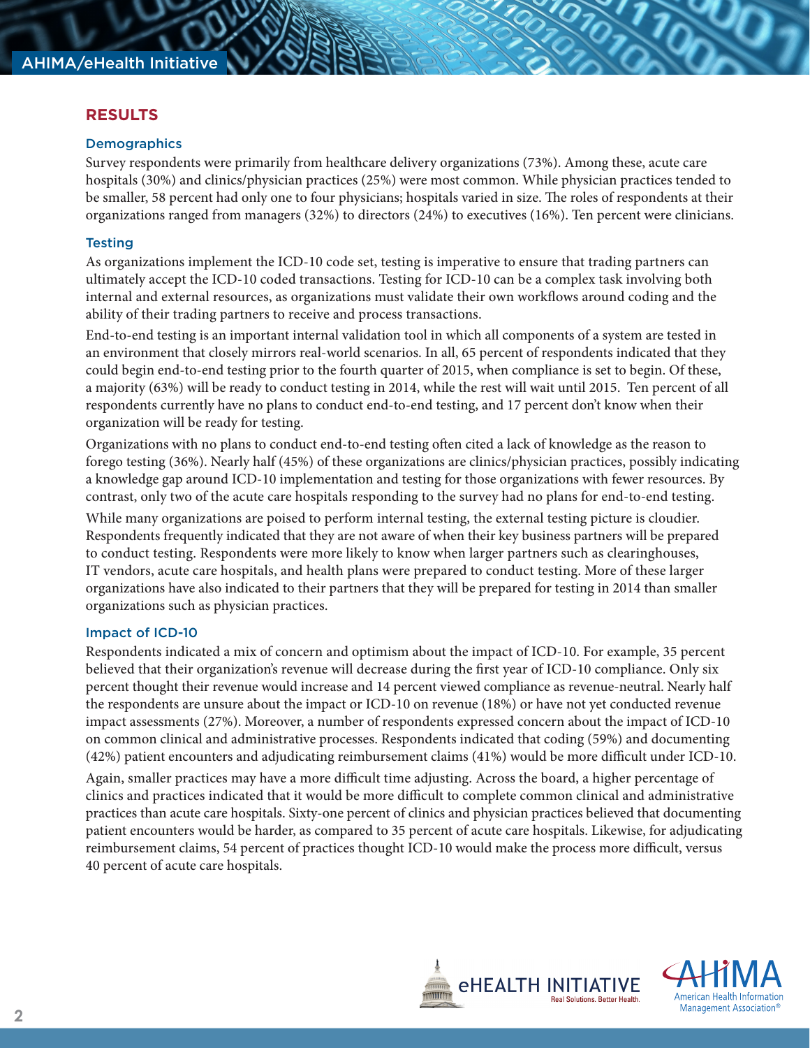## RESULTS

### Demographics

Survey respondents were primarily from healthcare delivery organizations (73%). Among these, acute care hospitals (30%) and clinics/physician practices (25%) were most common. While physician practices tended to be smaller, 58 percent had only one to four physicians; hospitals varied in size. The roles of respondents at their organizations ranged from managers (32%) to directors (24%) to executives (16%). Ten percent were clinicians.

### Testing

As organizations implement the ICD-10 code set, testing is imperative to ensure that trading partners can ultimately accept the ICD-10 coded transactions. Testing for ICD-10 can be a complex task involving both internal and external resources, as organizations must validate their own workflows around coding and the ability of their trading partners to receive and process transactions.

End-to-end testing is an important internal validation tool in which all components of a system are tested in an environment that closely mirrors real-world scenarios. In all, 65 percent of respondents indicated that they could begin end-to-end testing prior to the fourth quarter of 2015, when compliance is set to begin. Of these, a majority (63%) will be ready to conduct testing in 2014, while the rest will wait until 2015. Ten percent of all respondents currently have no plans to conduct end-to-end testing, and 17 percent don't know when their organization will be ready for testing.

Organizations with no plans to conduct end-to-end testing often cited a lack of knowledge as the reason to forego testing (36%). Nearly half (45%) of these organizations are clinics/physician practices, possibly indicating a knowledge gap around ICD-10 implementation and testing for those organizations with fewer resources. By contrast, only two of the acute care hospitals responding to the survey had no plans for end-to-end testing.

While many organizations are poised to perform internal testing, the external testing picture is cloudier. Respondents frequently indicated that they are not aware of when their key business partners will be prepared to conduct testing. Respondents were more likely to know when larger partners such as clearinghouses, IT vendors, acute care hospitals, and health plans were prepared to conduct testing. More of these larger organizations have also indicated to their partners that they will be prepared for testing in 2014 than smaller organizations such as physician practices.

### Impact of ICD-10

Respondents indicated a mix of concern and optimism about the impact of ICD-10. For example, 35 percent believed that their organization's revenue will decrease during the first year of ICD-10 compliance. Only six percent thought their revenue would increase and 14 percent viewed compliance as revenue-neutral. Nearly half the respondents are unsure about the impact or ICD-10 on revenue (18%) or have not yet conducted revenue impact assessments (27%). Moreover, a number of respondents expressed concern about the impact of ICD-10 on common clinical and administrative processes. Respondents indicated that coding (59%) and documenting (42%) patient encounters and adjudicating reimbursement claims (41%) would be more difficult under ICD-10.

Again, smaller practices may have a more difficult time adjusting. Across the board, a higher percentage of clinics and practices indicated that it would be more difficult to complete common clinical and administrative practices than acute care hospitals. Sixty-one percent of clinics and physician practices believed that documenting patient encounters would be harder, as compared to 35 percent of acute care hospitals. Likewise, for adjudicating reimbursement claims, 54 percent of practices thought ICD-10 would make the process more difficult, versus 40 percent of acute care hospitals.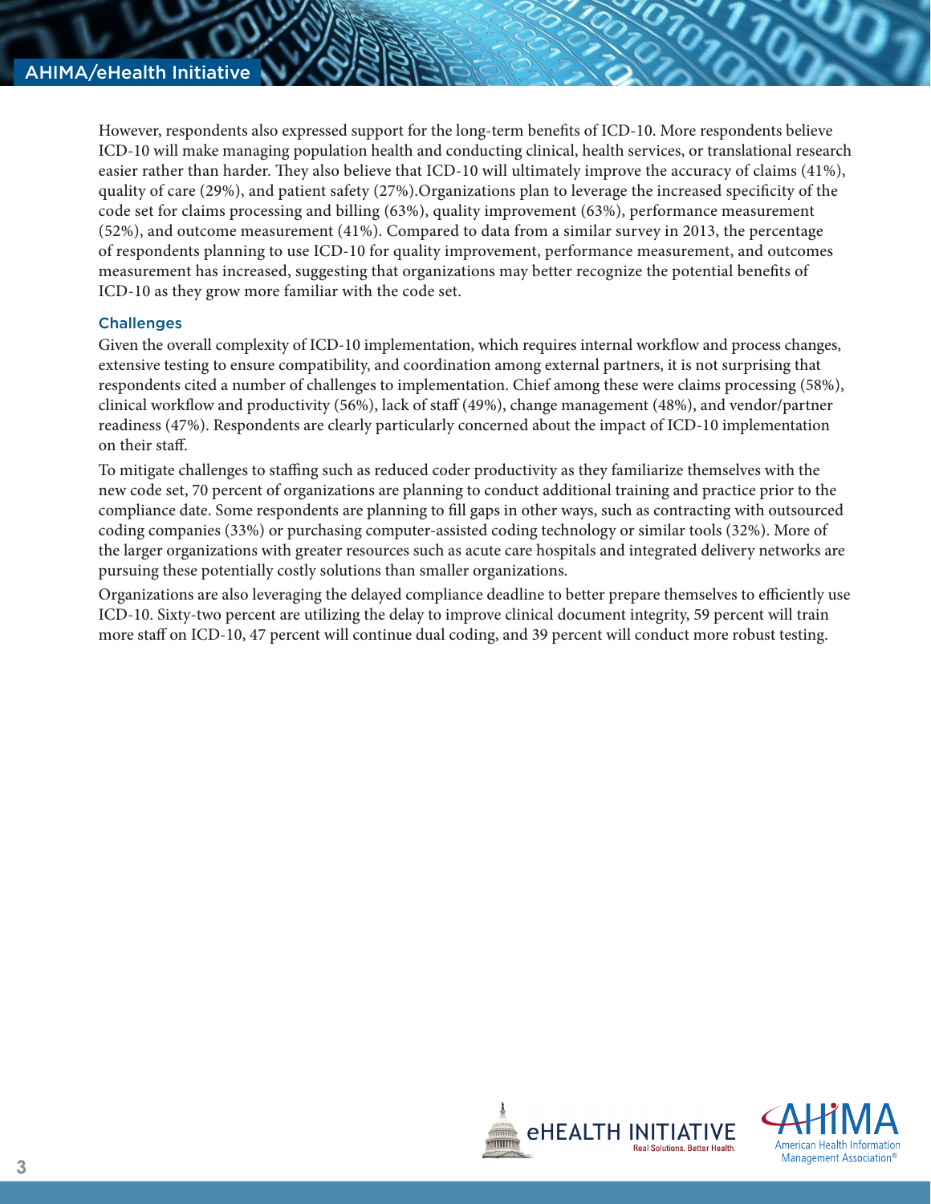However, respondents also expressed support for the long-term benefits of ICD-10. More respondents believe ICD-10 will make managing population health and conducting clinical, health services, or translational research easier rather than harder. They also believe that ICD-10 will ultimately improve the accuracy of claims (41%), quality of care (29%), and patient safety (27%).Organizations plan to leverage the increased specificity of the code set for claims processing and billing (63%), quality improvement (63%), performance measurement (52%), and outcome measurement (41%). Compared to data from a similar survey in 2013, the percentage of respondents planning to use ICD-10 for quality improvement, performance measurement, and outcomes measurement has increased, suggesting that organizations may better recognize the potential benefits of ICD-10 as they grow more familiar with the code set.

### Challenges

Given the overall complexity of ICD-10 implementation, which requires internal workflow and process changes, extensive testing to ensure compatibility, and coordination among external partners, it is not surprising that respondents cited a number of challenges to implementation. Chief among these were claims processing (58%), clinical workflow and productivity (56%), lack of staff (49%), change management (48%), and vendor/partner readiness (47%). Respondents are clearly particularly concerned about the impact of ICD-10 implementation on their staff.

To mitigate challenges to staffing such as reduced coder productivity as they familiarize themselves with the new code set, 70 percent of organizations are planning to conduct additional training and practice prior to the compliance date. Some respondents are planning to fill gaps in other ways, such as contracting with outsourced coding companies (33%) or purchasing computer-assisted coding technology or similar tools (32%). More of the larger organizations with greater resources such as acute care hospitals and integrated delivery networks are pursuing these potentially costly solutions than smaller organizations.

Organizations are also leveraging the delayed compliance deadline to better prepare themselves to efficiently use ICD-10. Sixty-two percent are utilizing the delay to improve clinical document integrity, 59 percent will train more staff on ICD-10, 47 percent will continue dual coding, and 39 percent will conduct more robust testing.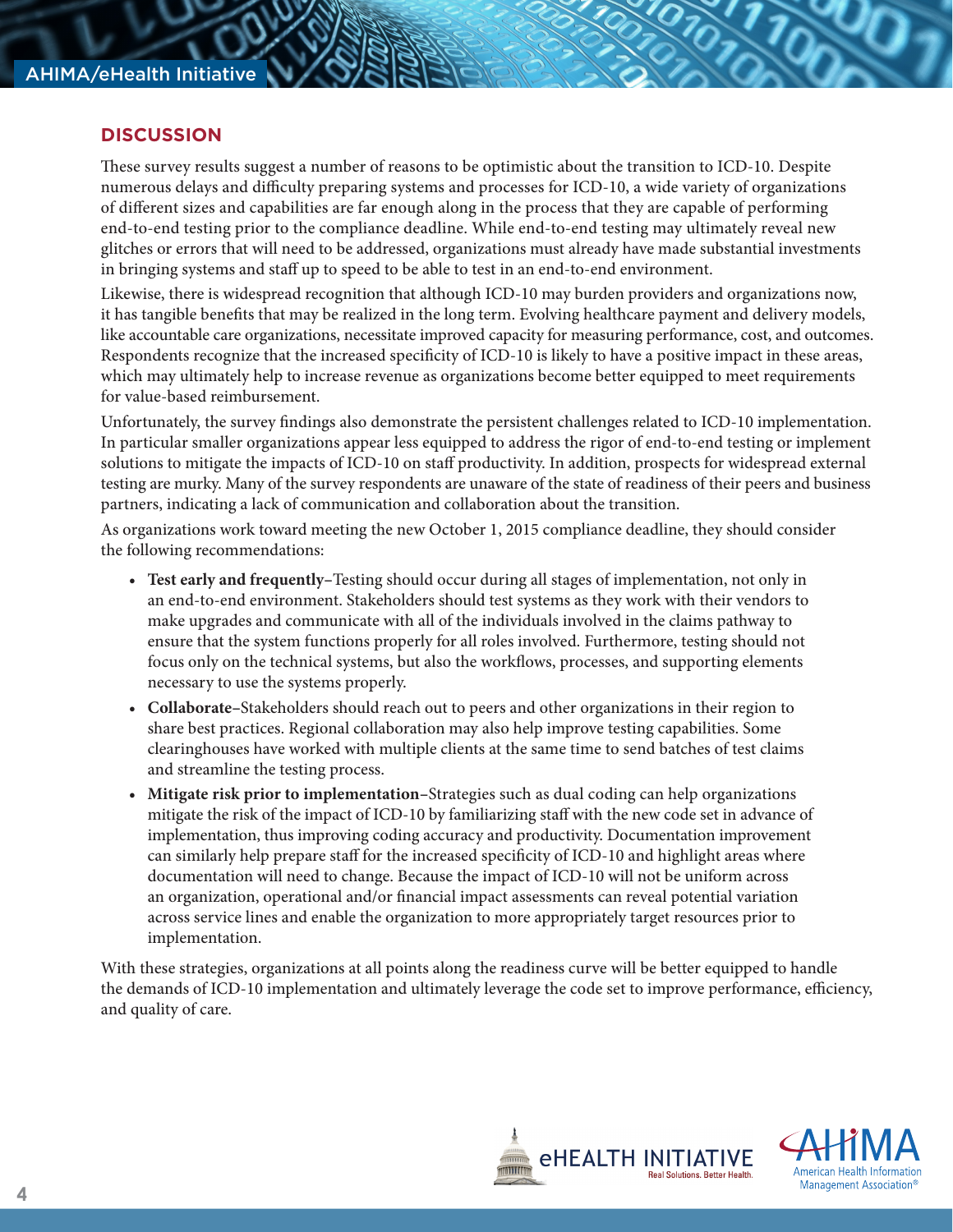## DISCUSSION

These survey results suggest a number of reasons to be optimistic about the transition to ICD-10. Despite numerous delays and difficulty preparing systems and processes for ICD-10, a wide variety of organizations of different sizes and capabilities are far enough along in the process that they are capable of performing end-to-end testing prior to the compliance deadline. While end-to-end testing may ultimately reveal new glitches or errors that will need to be addressed, organizations must already have made substantial investments in bringing systems and staff up to speed to be able to test in an end-to-end environment.

Likewise, there is widespread recognition that although ICD-10 may burden providers and organizations now, it has tangible benefits that may be realized in the long term. Evolving healthcare payment and delivery models, like accountable care organizations, necessitate improved capacity for measuring performance, cost, and outcomes. Respondents recognize that the increased specificity of ICD-10 is likely to have a positive impact in these areas, which may ultimately help to increase revenue as organizations become better equipped to meet requirements for value-based reimbursement.

Unfortunately, the survey findings also demonstrate the persistent challenges related to ICD-10 implementation. In particular smaller organizations appear less equipped to address the rigor of end-to-end testing or implement solutions to mitigate the impacts of ICD-10 on staff productivity. In addition, prospects for widespread external testing are murky. Many of the survey respondents are unaware of the state of readiness of their peers and business partners, indicating a lack of communication and collaboration about the transition.

As organizations work toward meeting the new October 1, 2015 compliance deadline, they should consider the following recommendations:

- **Test early and frequently**–Testing should occur during all stages of implementation, not only in an end-to-end environment. Stakeholders should test systems as they work with their vendors to make upgrades and communicate with all of the individuals involved in the claims pathway to ensure that the system functions properly for all roles involved. Furthermore, testing should not focus only on the technical systems, but also the workflows, processes, and supporting elements necessary to use the systems properly.
- **Collaborate**–Stakeholders should reach out to peers and other organizations in their region to share best practices. Regional collaboration may also help improve testing capabilities. Some clearinghouses have worked with multiple clients at the same time to send batches of test claims and streamline the testing process.
- **Mitigate risk prior to implementation**–Strategies such as dual coding can help organizations mitigate the risk of the impact of ICD-10 by familiarizing staff with the new code set in advance of implementation, thus improving coding accuracy and productivity. Documentation improvement can similarly help prepare staff for the increased specificity of ICD-10 and highlight areas where documentation will need to change. Because the impact of ICD-10 will not be uniform across an organization, operational and/or financial impact assessments can reveal potential variation across service lines and enable the organization to more appropriately target resources prior to implementation.

With these strategies, organizations at all points along the readiness curve will be better equipped to handle the demands of ICD-10 implementation and ultimately leverage the code set to improve performance, efficiency, and quality of care.